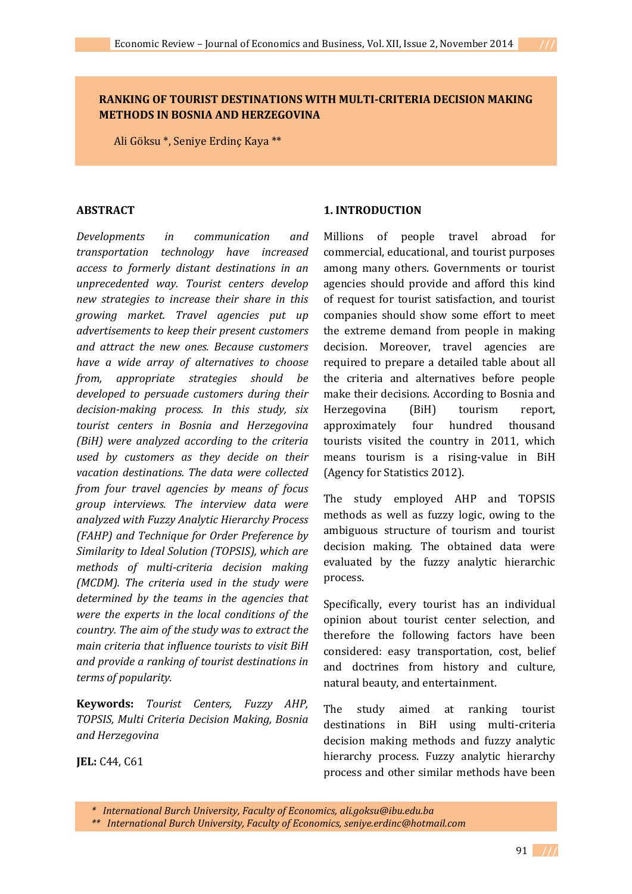# RANKING OF TOURIST DESTINATIONS WITH MULTI-CRITERIA DECISION MAKING METHODS IN BOSNIA AND HERZEGOVINA

Ali Göksu *, Seniye Erdinç Kaya **

## ABSTRACT

*Developments in communication and transportation technology have increased access to formerly distant destinations in an unprecedented way. Tourist centers develop new strategies to increase their share in this growing market. Travel agencies put up advertisements to keep their present customers and attract the new ones. Because customers have a wide array of alternatives to choose from, appropriate strategies should be developed to persuade customers during their decision-making process. In this study, six tourist centers in Bosnia and Herzegovina (BiH) were analyzed according to the criteria used by customers as they decide on their vacation destinations. The data were collected from four travel agencies by means of focus group interviews. The interview data were analyzed with Fuzzy Analytic Hierarchy Process (FAHP) and Technique for Order Preference by Similarity to Ideal Solution (TOPSIS), which are methods of multi-criteria decision making (MCDM). The criteria used in the study were determined by the teams in the agencies that were the experts in the local conditions of the country. The aim of the study was to extract the main criteria that influence tourists to visit BiH and provide a ranking of tourist destinations in terms of popularity.*

**Keywords:** *Tourist Centers, Fuzzy AHP, TOPSIS, Multi Criteria Decision Making, Bosnia and Herzegovina*

**JEL:** C44, C61

## 1. INTRODUCTION

Millions of people travel abroad for commercial, educational, and tourist purposes among many others. Governments or tourist agencies should provide and afford this kind of request for tourist satisfaction, and tourist companies should show some effort to meet the extreme demand from people in making decision. Moreover, travel agencies are required to prepare a detailed table about all the criteria and alternatives before people make their decisions. According to Bosnia and Herzegovina (BiH) tourism report, approximately four hundred thousand tourists visited the country in 2011, which means tourism is a rising-value in BiH (Agency for Statistics 2012).

The study employed AHP and TOPSIS methods as well as fuzzy logic, owing to the ambiguous structure of tourism and tourist decision making. The obtained data were evaluated by the fuzzy analytic hierarchic process.

Specifically, every tourist has an individual opinion about tourist center selection, and therefore the following factors have been considered: easy transportation, cost, belief and doctrines from history and culture, natural beauty, and entertainment.

The study aimed at ranking tourist destinations in BiH using multi-criteria decision making methods and fuzzy analytic hierarchy process. Fuzzy analytic hierarchy process and other similar methods have been

\* *International Burch University, Faculty of Economics, ali.goksu@ibu.edu.ba*

\*\* *International Burch University, Faculty of Economics, seniye.erdinc@hotmail.com*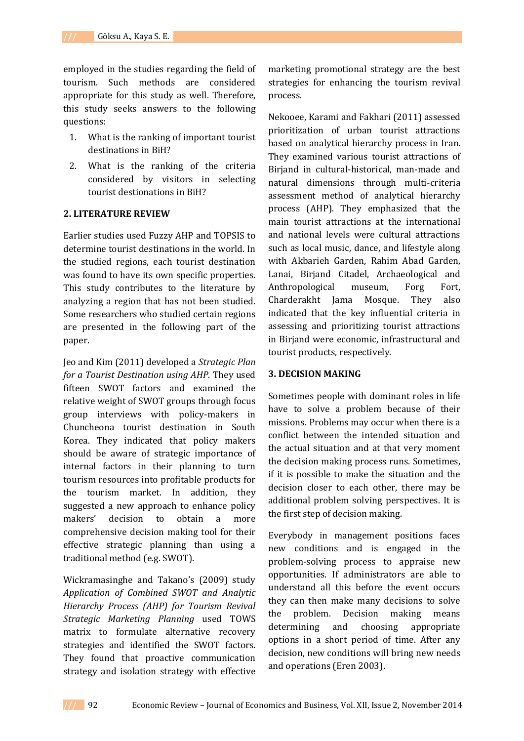employed in the studies regarding the field of tourism. Such methods are considered appropriate for this study as well. Therefore, this study seeks answers to the following questions:

1. What is the ranking of important tourist destinations in BiH?
2. What is the ranking of the criteria considered by visitors in selecting tourist destionations in BiH?

## 2. LITERATURE REVIEW

Earlier studies used Fuzzy AHP and TOPSIS to determine tourist destinations in the world. In the studied regions, each tourist destination was found to have its own specific properties. This study contributes to the literature by analyzing a region that has not been studied. Some researchers who studied certain regions are presented in the following part of the paper.

Jeo and Kim (2011) developed a *Strategic Plan for a Tourist Destination using AHP*. They used fifteen SWOT factors and examined the relative weight of SWOT groups through focus group interviews with policy-makers in Chuncheona tourist destination in South Korea. They indicated that policy makers should be aware of strategic importance of internal factors in their planning to turn tourism resources into profitable products for the tourism market. In addition, they suggested a new approach to enhance policy makers' decision to obtain a more comprehensive decision making tool for their effective strategic planning than using a traditional method (e.g. SWOT).

Wickramasinghe and Takano's (2009) study *Application of Combined SWOT and Analytic Hierarchy Process (AHP) for Tourism Revival Strategic Marketing Planning* used TOWS matrix to formulate alternative recovery strategies and identified the SWOT factors. They found that proactive communication strategy and isolation strategy with effective marketing promotional strategy are the best strategies for enhancing the tourism revival process.

Nekooee, Karami and Fakhari (2011) assessed prioritization of urban tourist attractions based on analytical hierarchy process in Iran. They examined various tourist attractions of Birjand in cultural-historical, man-made and natural dimensions through multi-criteria assessment method of analytical hierarchy process (AHP). They emphasized that the main tourist attractions at the international and national levels were cultural attractions such as local music, dance, and lifestyle along with Akbarieh Garden, Rahim Abad Garden, Lanai, Birjand Citadel, Archaeological and Anthropological museum, Forg Fort, Charderakht Jama Mosque. They also indicated that the key influential criteria in assessing and prioritizing tourist attractions in Birjand were economic, infrastructural and tourist products, respectively.

## 3. DECISION MAKING

Sometimes people with dominant roles in life have to solve a problem because of their missions. Problems may occur when there is a conflict between the intended situation and the actual situation and at that very moment the decision making process runs. Sometimes, if it is possible to make the situation and the decision closer to each other, there may be additional problem solving perspectives. It is the first step of decision making.

Everybody in management positions faces new conditions and is engaged in the problem-solving process to appraise new opportunities. If administrators are able to understand all this before the event occurs they can then make many decisions to solve the problem. Decision making means determining and choosing appropriate options in a short period of time. After any decision, new conditions will bring new needs and operations (Eren 2003).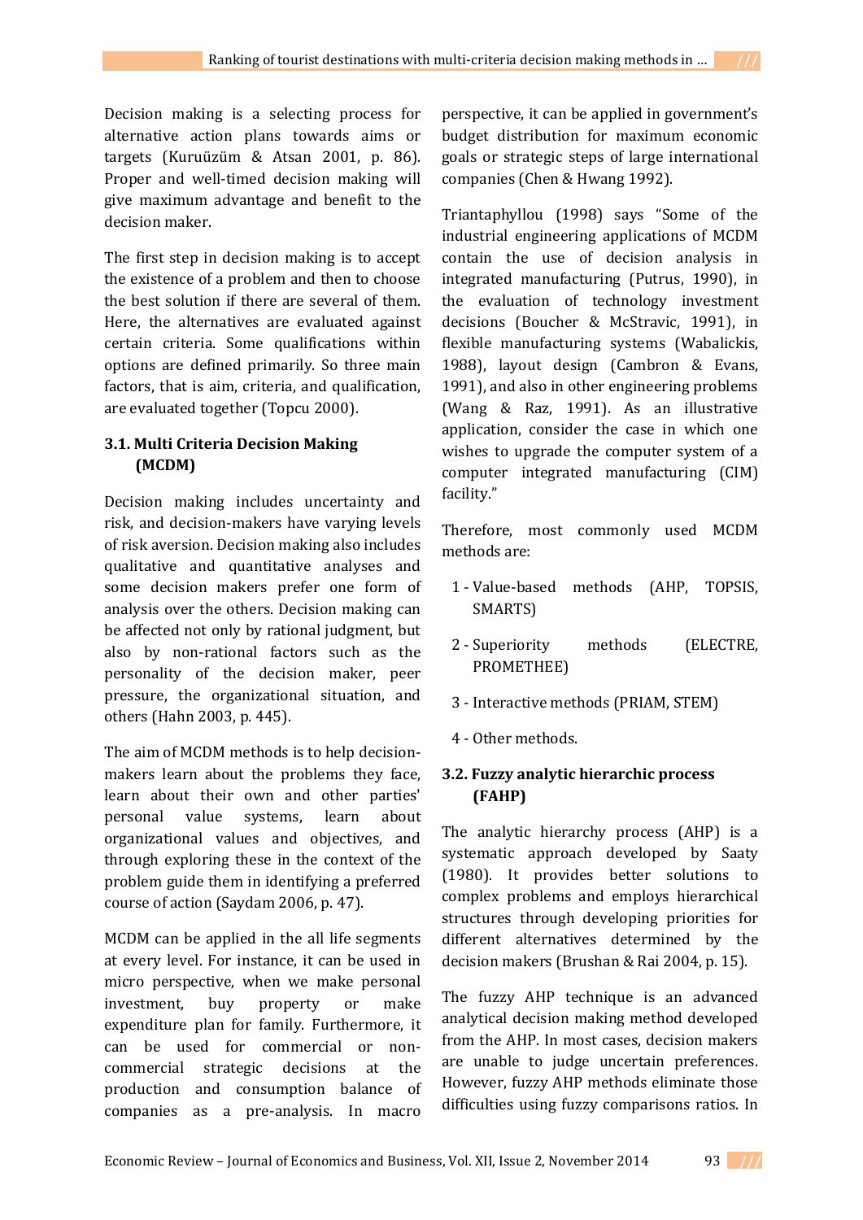Decision making is a selecting process for alternative action plans towards aims or targets (Kuruüzüm & Atsan 2001, p. 86). Proper and well-timed decision making will give maximum advantage and benefit to the decision maker.

The first step in decision making is to accept the existence of a problem and then to choose the best solution if there are several of them. Here, the alternatives are evaluated against certain criteria. Some qualifications within options are defined primarily. So three main factors, that is aim, criteria, and qualification, are evaluated together (Topcu 2000).

### 3.1. Multi Criteria Decision Making (MCDM)

Decision making includes uncertainty and risk, and decision-makers have varying levels of risk aversion. Decision making also includes qualitative and quantitative analyses and some decision makers prefer one form of analysis over the others. Decision making can be affected not only by rational judgment, but also by non-rational factors such as the personality of the decision maker, peer pressure, the organizational situation, and others (Hahn 2003, p. 445).

The aim of MCDM methods is to help decision-makers learn about the problems they face, learn about their own and other parties' personal value systems, learn about organizational values and objectives, and through exploring these in the context of the problem guide them in identifying a preferred course of action (Saydam 2006, p. 47).

MCDM can be applied in the all life segments at every level. For instance, it can be used in micro perspective, when we make personal investment, buy property or make expenditure plan for family. Furthermore, it can be used for commercial or non-commercial strategic decisions at the production and consumption balance of companies as a pre-analysis. In macro perspective, it can be applied in government's budget distribution for maximum economic goals or strategic steps of large international companies (Chen & Hwang 1992).

Triantaphyllou (1998) says "Some of the industrial engineering applications of MCDM contain the use of decision analysis in integrated manufacturing (Putrus, 1990), in the evaluation of technology investment decisions (Boucher & McStravic, 1991), in flexible manufacturing systems (Wabalickis, 1988), layout design (Cambron & Evans, 1991), and also in other engineering problems (Wang & Raz, 1991). As an illustrative application, consider the case in which one wishes to upgrade the computer system of a computer integrated manufacturing (CIM) facility."

Therefore, most commonly used MCDM methods are:

1 - Value-based methods (AHP, TOPSIS, SMARTS)

2 - Superiority methods (ELECTRE, PROMETHEE)

3 - Interactive methods (PRIAM, STEM)

4 - Other methods.

### 3.2. Fuzzy analytic hierarchic process (FAHP)

The analytic hierarchy process (AHP) is a systematic approach developed by Saaty (1980). It provides better solutions to complex problems and employs hierarchical structures through developing priorities for different alternatives determined by the decision makers (Brushan & Rai 2004, p. 15).

The fuzzy AHP technique is an advanced analytical decision making method developed from the AHP. In most cases, decision makers are unable to judge uncertain preferences. However, fuzzy AHP methods eliminate those difficulties using fuzzy comparisons ratios. In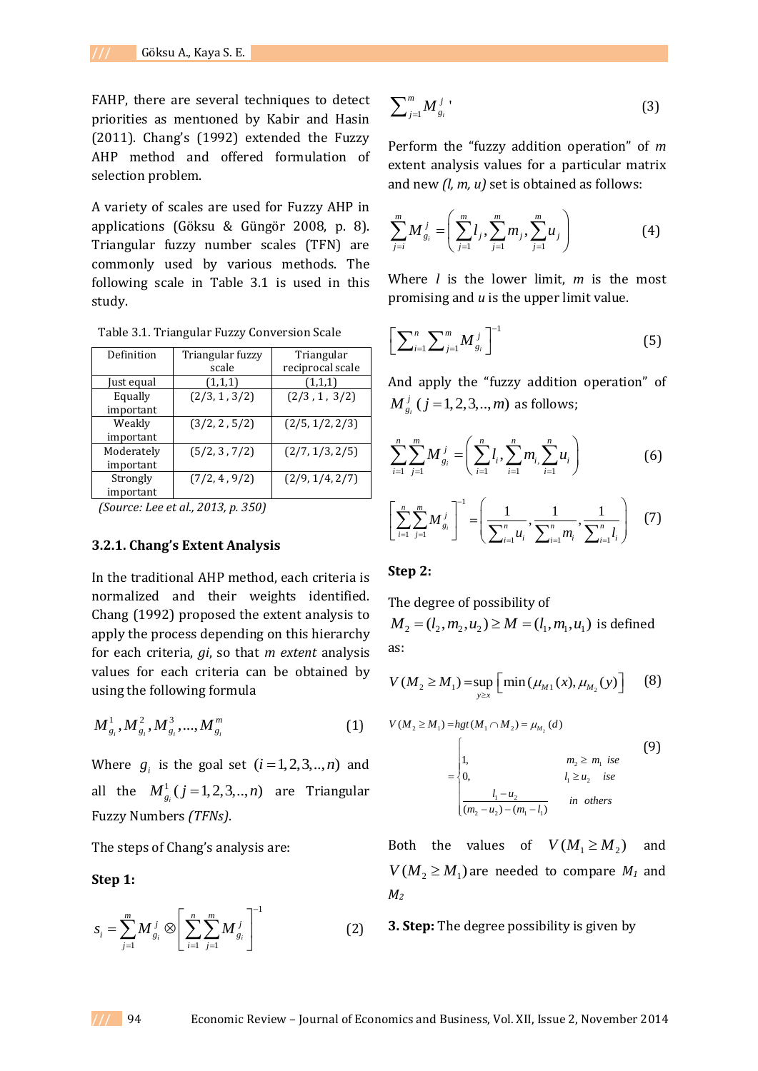FAHP, there are several techniques to detect priorities as mentıoned by Kabir and Hasin (2011). Chang's (1992) extended the Fuzzy AHP method and offered formulation of selection problem.

A variety of scales are used for Fuzzy AHP in applications (Göksu & Güngör 2008, p. 8). Triangular fuzzy number scales (TFN) are commonly used by various methods. The following scale in Table 3.1 is used in this study.

Table 3.1. Triangular Fuzzy Conversion Scale

| Definition | Triangular fuzzy scale | Triangular reciprocal scale |
|---|---|---|
| Just equal | (1,1,1) | (1,1,1) |
| Equally important | (2/3, 1 , 3/2) | (2/3 , 1 , 3/2) |
| Weakly important | (3/2, 2 , 5/2) | (2/5, 1/2, 2/3) |
| Moderately important | (5/2, 3 , 7/2) | (2/7, 1/3, 2/5) |
| Strongly important | (7/2, 4 , 9/2) | (2/9, 1/4, 2/7) |

*(Source: Lee et al., 2013, p. 350)*

### 3.2.1. Chang's Extent Analysis

In the traditional AHP method, each criteria is normalized and their weights identified. Chang (1992) proposed the extent analysis to apply the process depending on this hierarchy for each criteria, *gi*, so that *m extent* analysis values for each criteria can be obtained by using the following formula

$$M_{g_i}^1, M_{g_i}^2, M_{g_i}^3, \ldots, M_{g_i}^m \qquad (1)$$

Where $g_i$ is the goal set $(i = 1,2,3,..,n)$ and all the $M_{g_i}^1 \; (j = 1,2,3,..,n)$ are Triangular Fuzzy Numbers *(TFNs)*.

The steps of Chang's analysis are:

**Step 1:**

$$s_i = \sum_{j=1}^{m} M_{g_i}^j \otimes \left[ \sum_{i=1}^{n} \sum_{j=1}^{m} M_{g_i}^j \right]^{-1} \qquad (2)$$

$$\sum\nolimits_{j=1}^{m} M_{g_i}^j, \qquad (3)$$

Perform the "fuzzy addition operation" of *m* extent analysis values for a particular matrix and new *(l, m, u)* set is obtained as follows:

$$\sum_{j=i}^{m} M_{g_i}^j = \left( \sum_{j=1}^{m} l_j , \sum_{j=1}^{m} m_j , \sum_{j=1}^{m} u_j \right) \qquad (4)$$

Where $l$ is the lower limit, $m$ is the most promising and $u$ is the upper limit value.

$$\left[ \sum\nolimits_{i=1}^{n} \sum\nolimits_{j=1}^{m} M_{g_i}^j \right]^{-1} \qquad (5)$$

And apply the "fuzzy addition operation" of $M_{g_i}^j \; (j = 1,2,3,..,m)$ as follows;

$$\sum_{i=1}^{n} \sum_{j=1}^{m} M_{g_i}^j = \left( \sum_{i=1}^{n} l_i , \sum_{i=1}^{n} m_{i,} \sum_{i=1}^{n} u_i \right) \qquad (6)$$

$$\left[ \sum_{i=1}^{n} \sum_{j=1}^{m} M_{g_i}^j \right]^{-1} = \left( \frac{1}{\sum_{i=1}^{n} u_i}, \frac{1}{\sum_{i=1}^{n} m_i}, \frac{1}{\sum_{i=1}^{n} l_i} \right) \qquad (7)$$

**Step 2:**

The degree of possibility of $M_2 = (l_2, m_2, u_2) \geq M = (l_1, m_1, u_1)$ is defined as:

$$V(M_2 \geq M_1) = \sup_{y \geq x} \left[ \min(\mu_{M1}(x), \mu_{M_2}(y)) \right] \qquad (8)$$

$$V(M_2 \geq M_1) = hgt(M_1 \cap M_2) = \mu_{M_2}(d)$$

$$= \begin{cases} 1, & m_2 \geq m_1 \;\; ise \\ 0, & l_1 \geq u_2 \;\; ise \\ \dfrac{l_1 - u_2}{(m_2 - u_2) - (m_1 - l_1)} & in \;\; others \end{cases} \qquad (9)$$

Both the values of $V(M_1 \geq M_2)$ and $V(M_2 \geq M_1)$ are needed to compare $M_1$ and $M_2$

**3. Step:** The degree possibility is given by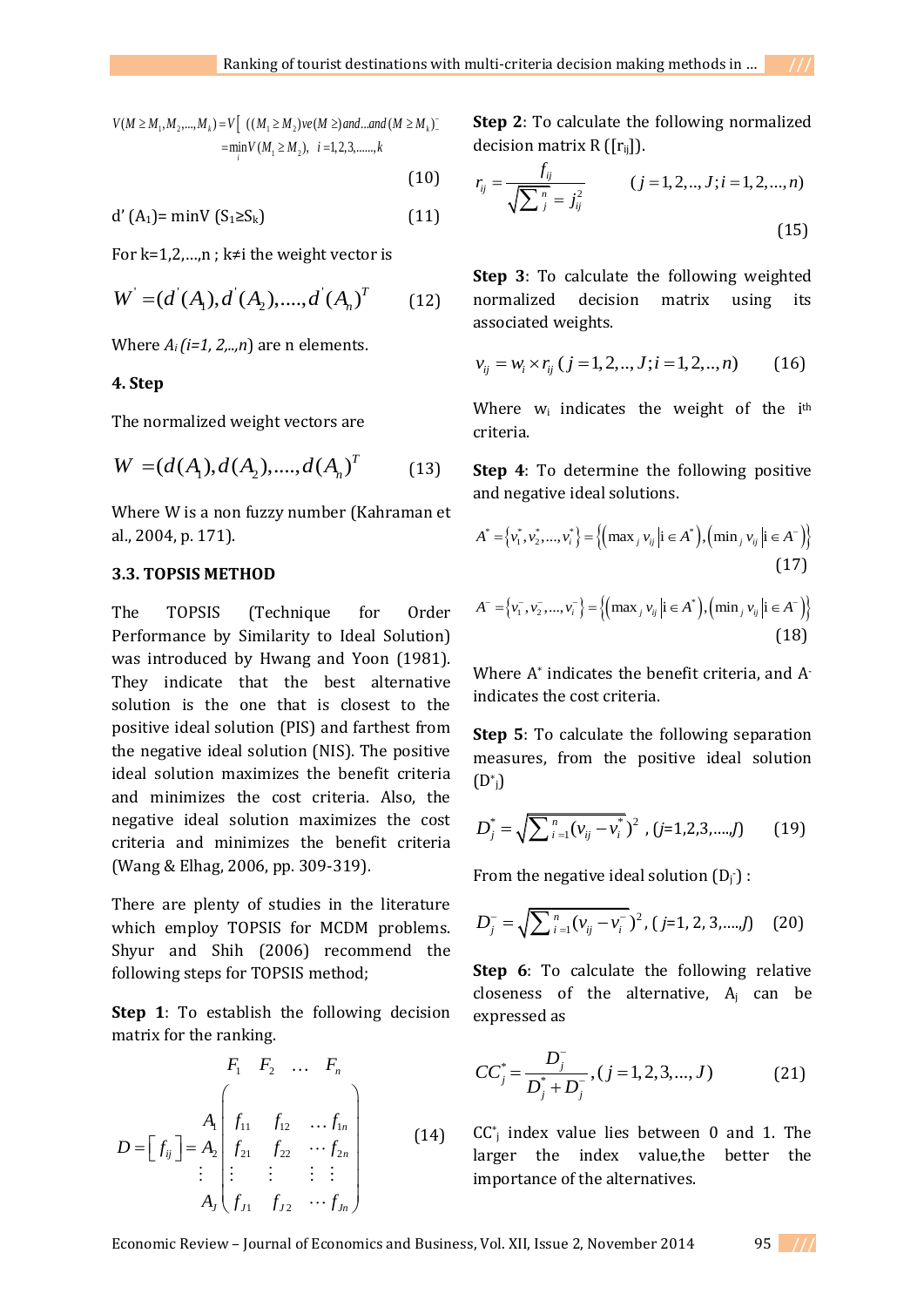$$V(M \geq M_1, M_2, ..., M_k) = V\left[\, ((M_1 \geq M_2) ve (M \geq) and ... and (M \geq M_k)\right]$$

$$= \min_i V(M_1 \geq M_2), \quad i = 1,2,3,......,k \tag{10}$$

$$d'(A_1) = \min V(S_1 \geq S_k) \tag{11}$$

For k=1,2,…,n ; k≠i the weight vector is

$$W' = (d'(A_1), d'(A_2), ...., d'(A_n))^T \tag{12}$$

Where $A_i$ *(i=1, 2,..,n)* are n elements.

### 4. Step

The normalized weight vectors are

$$W = (d(A_1), d(A_2), ...., d(A_n))^T \tag{13}$$

Where W is a non fuzzy number (Kahraman et al., 2004, p. 171).

### 3.3. TOPSIS METHOD

The TOPSIS (Technique for Order Performance by Similarity to Ideal Solution) was introduced by Hwang and Yoon (1981). They indicate that the best alternative solution is the one that is closest to the positive ideal solution (PIS) and farthest from the negative ideal solution (NIS). The positive ideal solution maximizes the benefit criteria and minimizes the cost criteria. Also, the negative ideal solution maximizes the cost criteria and minimizes the benefit criteria (Wang & Elhag, 2006, pp. 309-319).

There are plenty of studies in the literature which employ TOPSIS for MCDM problems. Shyur and Shih (2006) recommend the following steps for TOPSIS method;

**Step 1**: To establish the following decision matrix for the ranking.

$$D = \left[ f_{ij} \right] = \begin{array}{c} \\ A_1 \\ A_2 \\ \vdots \\ A_J \end{array} \begin{array}{c} \begin{array}{cccc} F_1 & F_2 & \dots & F_n \end{array} \\ \begin{pmatrix} f_{11} & f_{12} & \dots & f_{1n} \\ f_{21} & f_{22} & \cdots & f_{2n} \\ \vdots & \vdots & \vdots & \vdots \\ f_{J1} & f_{J2} & \cdots & f_{Jn} \end{pmatrix} \end{array} \tag{14}$$

**Step 2**: To calculate the following normalized decision matrix R ([$r_{ij}$]).

$$r_{ij} = \frac{f_{ij}}{\sqrt{\sum_j^n = j_{ij}^2}} \qquad (j = 1,2,..,J; i = 1,2,...,n) \tag{15}$$

**Step 3**: To calculate the following weighted normalized decision matrix using its associated weights.

$$v_{ij} = w_i \times r_{ij} \; (j = 1,2,..,J; i = 1,2,..,n) \tag{16}$$

Where $w_i$ indicates the weight of the i[th] criteria.

**Step 4**: To determine the following positive and negative ideal solutions.

$$A^* = \{v_1^*, v_2^*, ..., v_i^*\} = \left\{ \left(\max_j v_{ij} \middle| i \in A^*\right), \left(\min_j v_{ij} \middle| i \in A^-\right) \right\} \tag{17}$$

$$A^- = \{v_1^-, v_2^-, ..., v_i^-\} = \left\{ \left(\max_j v_{ij} \middle| i \in A^*\right), \left(\min_j v_{ij} \middle| i \in A^-\right) \right\} \tag{18}$$

Where $A^*$ indicates the benefit criteria, and $A^-$ indicates the cost criteria.

**Step 5**: To calculate the following separation measures, from the positive ideal solution ($D^*_j$)

$$D_j^* = \sqrt{\sum_{i=1}^n (v_{ij} - v_i^*)^2} \;, (j=1,2,3,....,J) \tag{19}$$

From the negative ideal solution ($D_j^-$) :

$$D_j^- = \sqrt{\sum_{i=1}^n (v_{ij} - v_i^-)^2} \;, ( j=1, 2, 3,....,J) \tag{20}$$

**Step 6**: To calculate the following relative closeness of the alternative, $A_j$ can be expressed as

$$CC_j^* = \frac{D_j^-}{D_j^* + D_j^-}, (j = 1,2,3,..., J) \tag{21}$$

$CC^*_j$ index value lies between 0 and 1. The larger the index value,the better the importance of the alternatives.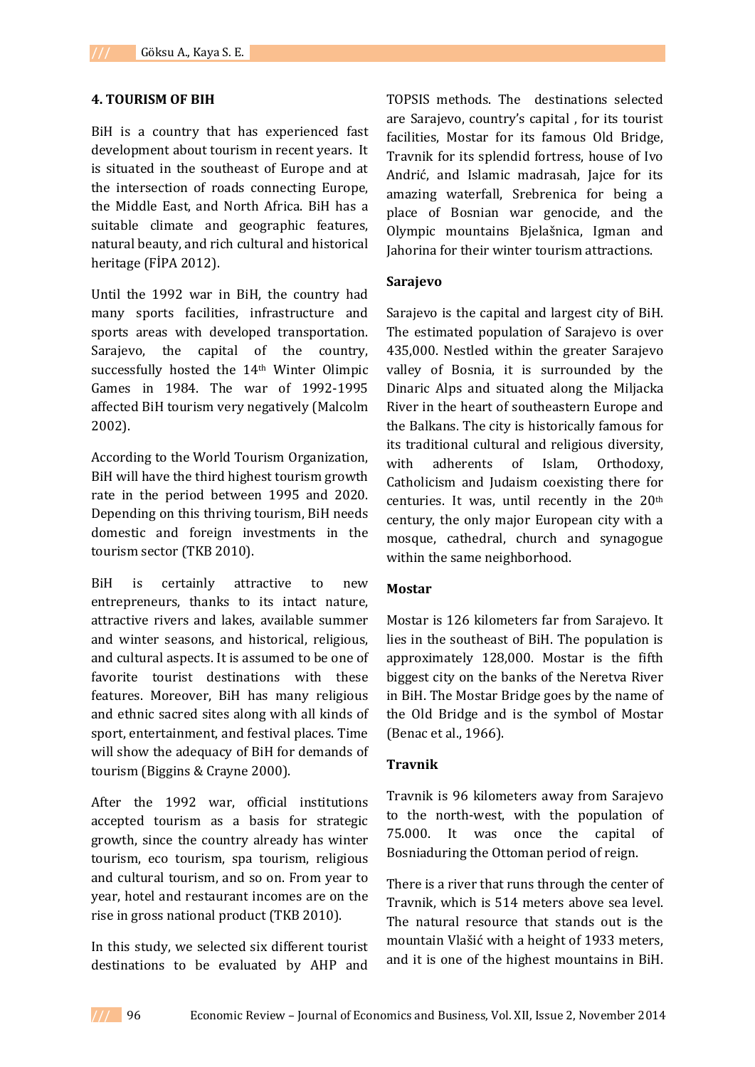## 4. TOURISM OF BIH

BiH is a country that has experienced fast development about tourism in recent years. It is situated in the southeast of Europe and at the intersection of roads connecting Europe, the Middle East, and North Africa. BiH has a suitable climate and geographic features, natural beauty, and rich cultural and historical heritage (FİPA 2012).

Until the 1992 war in BiH, the country had many sports facilities, infrastructure and sports areas with developed transportation. Sarajevo, the capital of the country, successfully hosted the 14th Winter Olimpic Games in 1984. The war of 1992-1995 affected BiH tourism very negatively (Malcolm 2002).

According to the World Tourism Organization, BiH will have the third highest tourism growth rate in the period between 1995 and 2020. Depending on this thriving tourism, BiH needs domestic and foreign investments in the tourism sector (TKB 2010).

BiH is certainly attractive to new entrepreneurs, thanks to its intact nature, attractive rivers and lakes, available summer and winter seasons, and historical, religious, and cultural aspects. It is assumed to be one of favorite tourist destinations with these features. Moreover, BiH has many religious and ethnic sacred sites along with all kinds of sport, entertainment, and festival places. Time will show the adequacy of BiH for demands of tourism (Biggins & Crayne 2000).

After the 1992 war, official institutions accepted tourism as a basis for strategic growth, since the country already has winter tourism, eco tourism, spa tourism, religious and cultural tourism, and so on. From year to year, hotel and restaurant incomes are on the rise in gross national product (TKB 2010).

In this study, we selected six different tourist destinations to be evaluated by AHP and TOPSIS methods. The destinations selected are Sarajevo, country's capital , for its tourist facilities, Mostar for its famous Old Bridge, Travnik for its splendid fortress, house of Ivo Andrić, and Islamic madrasah, Jajce for its amazing waterfall, Srebrenica for being a place of Bosnian war genocide, and the Olympic mountains Bjelašnica, Igman and Jahorina for their winter tourism attractions.

### Sarajevo

Sarajevo is the capital and largest city of BiH. The estimated population of Sarajevo is over 435,000. Nestled within the greater Sarajevo valley of Bosnia, it is surrounded by the Dinaric Alps and situated along the Miljacka River in the heart of southeastern Europe and the Balkans. The city is historically famous for its traditional cultural and religious diversity, with adherents of Islam, Orthodoxy, Catholicism and Judaism coexisting there for centuries. It was, until recently in the 20th century, the only major European city with a mosque, cathedral, church and synagogue within the same neighborhood.

### Mostar

Mostar is 126 kilometers far from Sarajevo. It lies in the southeast of BiH. The population is approximately 128,000. Mostar is the fifth biggest city on the banks of the Neretva River in BiH. The Mostar Bridge goes by the name of the Old Bridge and is the symbol of Mostar (Benac et al., 1966).

### Travnik

Travnik is 96 kilometers away from Sarajevo to the north-west, with the population of 75.000. It was once the capital of Bosniaduring the Ottoman period of reign.

There is a river that runs through the center of Travnik, which is 514 meters above sea level. The natural resource that stands out is the mountain Vlašić with a height of 1933 meters, and it is one of the highest mountains in BiH.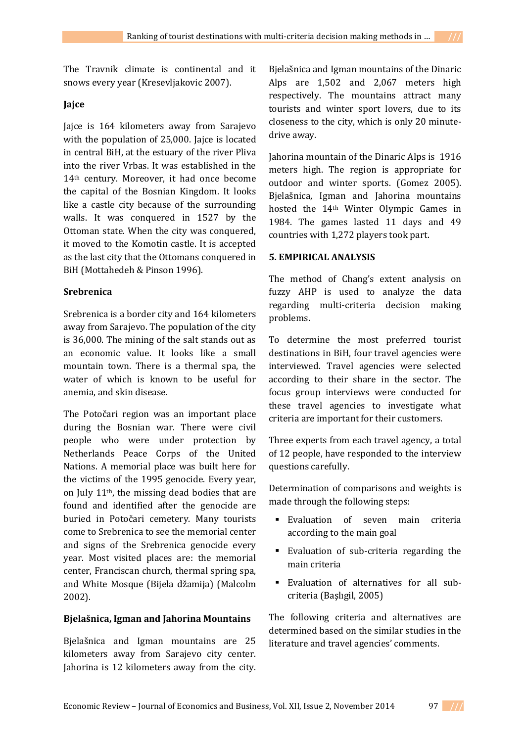The Travnik climate is continental and it snows every year (Kresevljakovic 2007).

**Jajce**

Jajce is 164 kilometers away from Sarajevo with the population of 25,000. Jajce is located in central BiH, at the estuary of the river Pliva into the river Vrbas. It was established in the 14th century. Moreover, it had once become the capital of the Bosnian Kingdom. It looks like a castle city because of the surrounding walls. It was conquered in 1527 by the Ottoman state. When the city was conquered, it moved to the Komotin castle. It is accepted as the last city that the Ottomans conquered in BiH (Mottahedeh & Pinson 1996).

**Srebrenica**

Srebrenica is a border city and 164 kilometers away from Sarajevo. The population of the city is 36,000. The mining of the salt stands out as an economic value. It looks like a small mountain town. There is a thermal spa, the water of which is known to be useful for anemia, and skin disease.

The Potočari region was an important place during the Bosnian war. There were civil people who were under protection by Netherlands Peace Corps of the United Nations. A memorial place was built here for the victims of the 1995 genocide. Every year, on July 11th, the missing dead bodies that are found and identified after the genocide are buried in Potočari cemetery. Many tourists come to Srebrenica to see the memorial center and signs of the Srebrenica genocide every year. Most visited places are: the memorial center, Franciscan church, thermal spring spa, and White Mosque (Bijela džamija) (Malcolm 2002).

**Bjelašnica, Igman and Jahorina Mountains**

Bjelašnica and Igman mountains are 25 kilometers away from Sarajevo city center. Jahorina is 12 kilometers away from the city. Bjelašnica and Igman mountains of the Dinaric Alps are 1,502 and 2,067 meters high respectively. The mountains attract many tourists and winter sport lovers, due to its closeness to the city, which is only 20 minute-drive away.

Jahorina mountain of the Dinaric Alps is 1916 meters high. The region is appropriate for outdoor and winter sports. (Gomez 2005). Bjelašnica, Igman and Jahorina mountains hosted the 14th Winter Olympic Games in 1984. The games lasted 11 days and 49 countries with 1,272 players took part.

## 5. EMPIRICAL ANALYSIS

The method of Chang's extent analysis on fuzzy AHP is used to analyze the data regarding multi-criteria decision making problems.

To determine the most preferred tourist destinations in BiH, four travel agencies were interviewed. Travel agencies were selected according to their share in the sector. The focus group interviews were conducted for these travel agencies to investigate what criteria are important for their customers.

Three experts from each travel agency, a total of 12 people, have responded to the interview questions carefully.

Determination of comparisons and weights is made through the following steps:

- Evaluation of seven main criteria according to the main goal
- Evaluation of sub-criteria regarding the main criteria
- Evaluation of alternatives for all sub-criteria (Başlıgil, 2005)

The following criteria and alternatives are determined based on the similar studies in the literature and travel agencies' comments.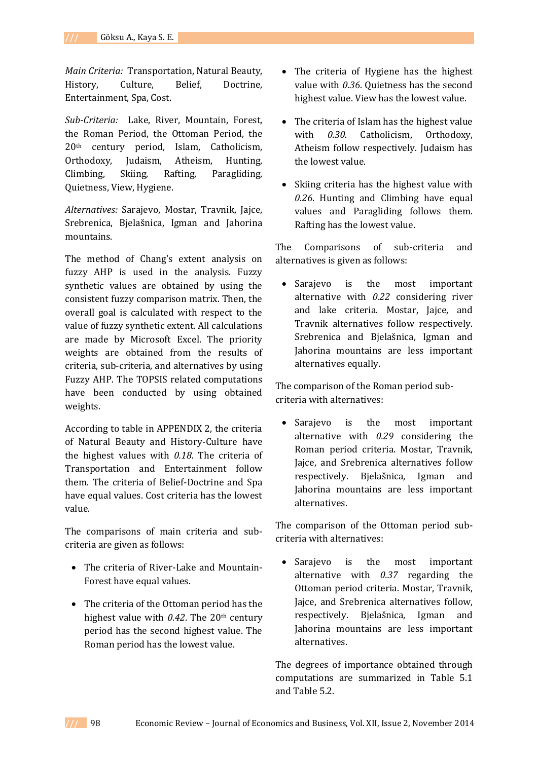*Main Criteria:* Transportation, Natural Beauty, History, Culture, Belief, Doctrine, Entertainment, Spa, Cost.

*Sub-Criteria:* Lake, River, Mountain, Forest, the Roman Period, the Ottoman Period, the 20th century period, Islam, Catholicism, Orthodoxy, Judaism, Atheism, Hunting, Climbing, Skiing, Rafting, Paragliding, Quietness, View, Hygiene.

*Alternatives:* Sarajevo, Mostar, Travnik, Jajce, Srebrenica, Bjelašnica, Igman and Jahorina mountains.

The method of Chang's extent analysis on fuzzy AHP is used in the analysis. Fuzzy synthetic values are obtained by using the consistent fuzzy comparison matrix. Then, the overall goal is calculated with respect to the value of fuzzy synthetic extent. All calculations are made by Microsoft Excel. The priority weights are obtained from the results of criteria, sub-criteria, and alternatives by using Fuzzy AHP. The TOPSIS related computations have been conducted by using obtained weights.

According to table in APPENDIX 2, the criteria of Natural Beauty and History-Culture have the highest values with *0.18.* The criteria of Transportation and Entertainment follow them. The criteria of Belief-Doctrine and Spa have equal values. Cost criteria has the lowest value.

The comparisons of main criteria and sub-criteria are given as follows:

- The criteria of River-Lake and Mountain-Forest have equal values.
- The criteria of the Ottoman period has the highest value with *0.42*. The 20th century period has the second highest value. The Roman period has the lowest value.
- The criteria of Hygiene has the highest value with *0.36*. Quietness has the second highest value. View has the lowest value.
- The criteria of Islam has the highest value with *0.30*. Catholicism, Orthodoxy, Atheism follow respectively. Judaism has the lowest value.
- Skiing criteria has the highest value with *0.26*. Hunting and Climbing have equal values and Paragliding follows them. Rafting has the lowest value.

The Comparisons of sub-criteria and alternatives is given as follows:

- Sarajevo is the most important alternative with *0.22* considering river and lake criteria. Mostar, Jajce, and Travnik alternatives follow respectively. Srebrenica and Bjelašnica, Igman and Jahorina mountains are less important alternatives equally.

The comparison of the Roman period sub-criteria with alternatives:

- Sarajevo is the most important alternative with *0.29* considering the Roman period criteria. Mostar, Travnik, Jajce, and Srebrenica alternatives follow respectively. Bjelašnica, Igman and Jahorina mountains are less important alternatives.

The comparison of the Ottoman period sub-criteria with alternatives:

- Sarajevo is the most important alternative with *0.37* regarding the Ottoman period criteria. Mostar, Travnik, Jajce, and Srebrenica alternatives follow, respectively. Bjelašnica, Igman and Jahorina mountains are less important alternatives.

The degrees of importance obtained through computations are summarized in Table 5.1 and Table 5.2.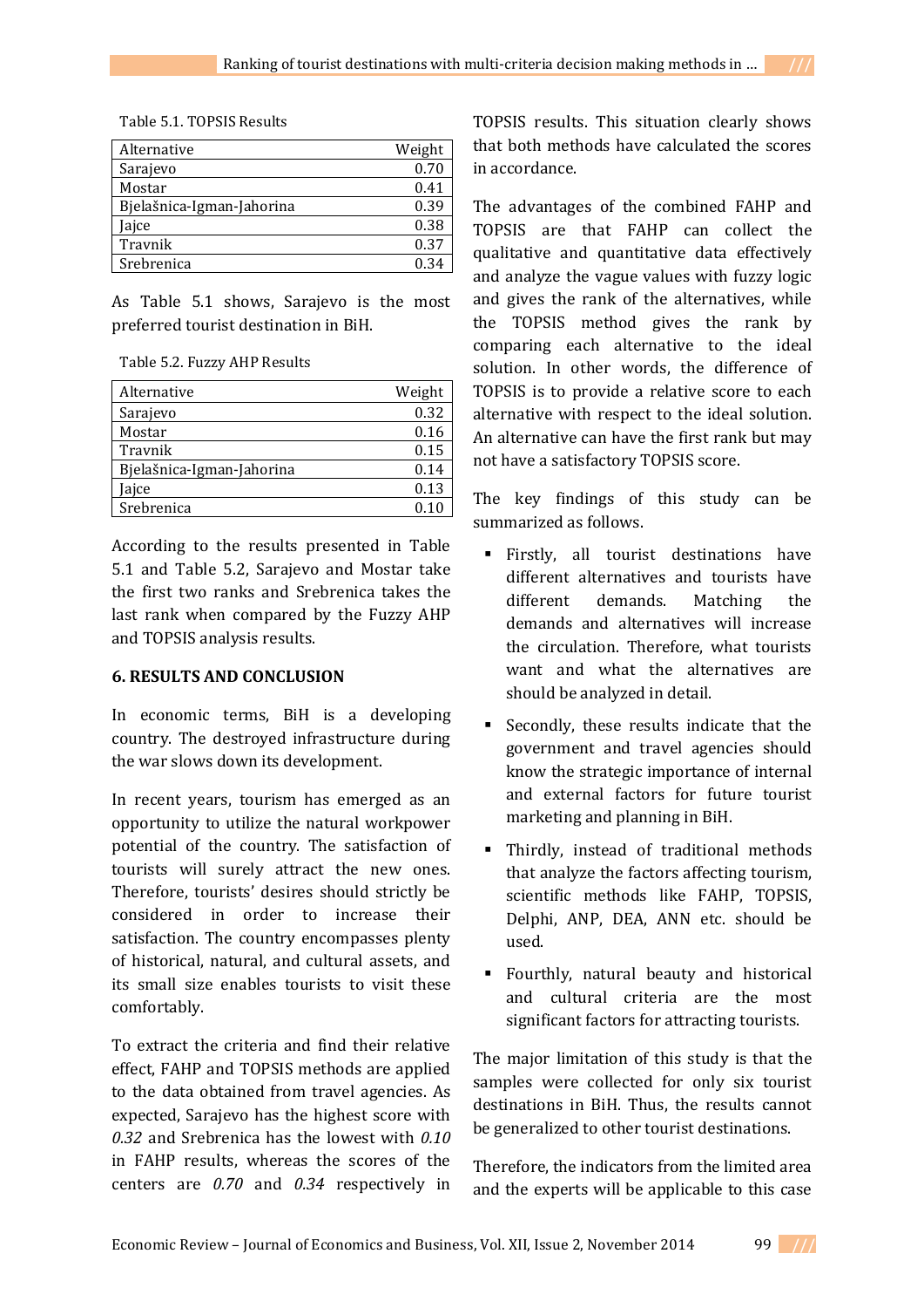Table 5.1. TOPSIS Results

| Alternative | Weight |
|---|---|
| Sarajevo | 0.70 |
| Mostar | 0.41 |
| Bjelašnica-Igman-Jahorina | 0.39 |
| Jajce | 0.38 |
| Travnik | 0.37 |
| Srebrenica | 0.34 |

As Table 5.1 shows, Sarajevo is the most preferred tourist destination in BiH.

Table 5.2. Fuzzy AHP Results

| Alternative | Weight |
|---|---|
| Sarajevo | 0.32 |
| Mostar | 0.16 |
| Travnik | 0.15 |
| Bjelašnica-Igman-Jahorina | 0.14 |
| Jajce | 0.13 |
| Srebrenica | 0.10 |

According to the results presented in Table 5.1 and Table 5.2, Sarajevo and Mostar take the first two ranks and Srebrenica takes the last rank when compared by the Fuzzy AHP and TOPSIS analysis results.

## 6. RESULTS AND CONCLUSION

In economic terms, BiH is a developing country. The destroyed infrastructure during the war slows down its development.

In recent years, tourism has emerged as an opportunity to utilize the natural workpower potential of the country. The satisfaction of tourists will surely attract the new ones. Therefore, tourists' desires should strictly be considered in order to increase their satisfaction. The country encompasses plenty of historical, natural, and cultural assets, and its small size enables tourists to visit these comfortably.

To extract the criteria and find their relative effect, FAHP and TOPSIS methods are applied to the data obtained from travel agencies. As expected, Sarajevo has the highest score with *0.32* and Srebrenica has the lowest with *0.10* in FAHP results, whereas the scores of the centers are *0.70* and *0.34* respectively in TOPSIS results. This situation clearly shows that both methods have calculated the scores in accordance.

The advantages of the combined FAHP and TOPSIS are that FAHP can collect the qualitative and quantitative data effectively and analyze the vague values with fuzzy logic and gives the rank of the alternatives, while the TOPSIS method gives the rank by comparing each alternative to the ideal solution. In other words, the difference of TOPSIS is to provide a relative score to each alternative with respect to the ideal solution. An alternative can have the first rank but may not have a satisfactory TOPSIS score.

The key findings of this study can be summarized as follows.

- Firstly, all tourist destinations have different alternatives and tourists have different demands. Matching the demands and alternatives will increase the circulation. Therefore, what tourists want and what the alternatives are should be analyzed in detail.
- Secondly, these results indicate that the government and travel agencies should know the strategic importance of internal and external factors for future tourist marketing and planning in BiH.
- Thirdly, instead of traditional methods that analyze the factors affecting tourism, scientific methods like FAHP, TOPSIS, Delphi, ANP, DEA, ANN etc. should be used.
- Fourthly, natural beauty and historical and cultural criteria are the most significant factors for attracting tourists.

The major limitation of this study is that the samples were collected for only six tourist destinations in BiH. Thus, the results cannot be generalized to other tourist destinations.

Therefore, the indicators from the limited area and the experts will be applicable to this case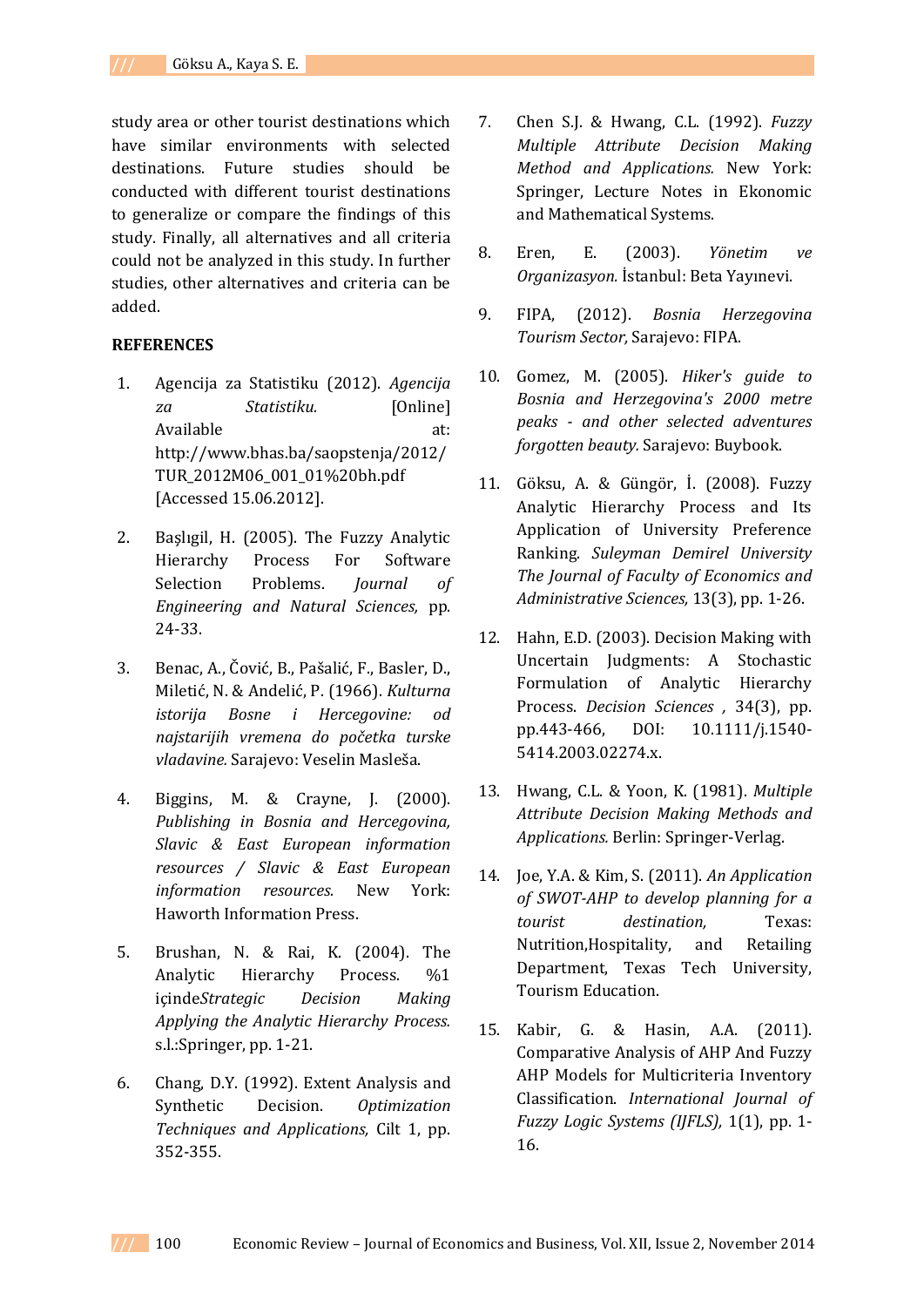study area or other tourist destinations which have similar environments with selected destinations. Future studies should be conducted with different tourist destinations to generalize or compare the findings of this study. Finally, all alternatives and all criteria could not be analyzed in this study. In further studies, other alternatives and criteria can be added.

**REFERENCES**

1. Agencija za Statistiku (2012). *Agencija za Statistiku.* [Online] Available at: http://www.bhas.ba/saopstenja/2012/TUR_2012M06_001_01%20bh.pdf [Accessed 15.06.2012].

2. Başlıgil, H. (2005). The Fuzzy Analytic Hierarchy Process For Software Selection Problems. *Journal of Engineering and Natural Sciences,* pp. 24-33.

3. Benac, A., Čović, B., Pašalić, F., Basler, D., Miletić, N. & Anđelić, P. (1966). *Kulturna istorija Bosne i Hercegovine: od najstarijih vremena do početka turske vladavine.* Sarajevo: Veselin Masleša.

4. Biggins, M. & Crayne, J. (2000). *Publishing in Bosnia and Hercegovina, Slavic & East European information resources / Slavic & East European information resources.* New York: Haworth Information Press.

5. Brushan, N. & Rai, K. (2004). The Analytic Hierarchy Process. %1 içinde*Strategic Decision Making Applying the Analytic Hierarchy Process.* s.l.:Springer, pp. 1-21.

6. Chang, D.Y. (1992). Extent Analysis and Synthetic Decision. *Optimization Techniques and Applications,* Cilt 1, pp. 352-355.

7. Chen S.J. & Hwang, C.L. (1992). *Fuzzy Multiple Attribute Decision Making Method and Applications.* New York: Springer, Lecture Notes in Ekonomic and Mathematical Systems.

8. Eren, E. (2003). *Yönetim ve Organizasyon.* İstanbul: Beta Yayınevi.

9. FIPA, (2012). *Bosnia Herzegovina Tourism Sector,* Sarajevo: FIPA.

10. Gomez, M. (2005). *Hiker's guide to Bosnia and Herzegovina's 2000 metre peaks - and other selected adventures forgotten beauty.* Sarajevo: Buybook.

11. Göksu, A. & Güngör, İ. (2008). Fuzzy Analytic Hierarchy Process and Its Application of University Preference Ranking. *Suleyman Demirel University The Journal of Faculty of Economics and Administrative Sciences,* 13(3), pp. 1-26.

12. Hahn, E.D. (2003). Decision Making with Uncertain Judgments: A Stochastic Formulation of Analytic Hierarchy Process. *Decision Sciences ,* 34(3), pp. pp.443-466, DOI: 10.1111/j.1540-5414.2003.02274.x.

13. Hwang, C.L. & Yoon, K. (1981). *Multiple Attribute Decision Making Methods and Applications.* Berlin: Springer-Verlag.

14. Joe, Y.A. & Kim, S. (2011). *An Application of SWOT-AHP to develop planning for a tourist destination,* Texas: Nutrition,Hospitality, and Retailing Department, Texas Tech University, Tourism Education.

15. Kabir, G. & Hasin, A.A. (2011). Comparative Analysis of AHP And Fuzzy AHP Models for Multicriteria Inventory Classification. *International Journal of Fuzzy Logic Systems (IJFLS),* 1(1), pp. 1-16.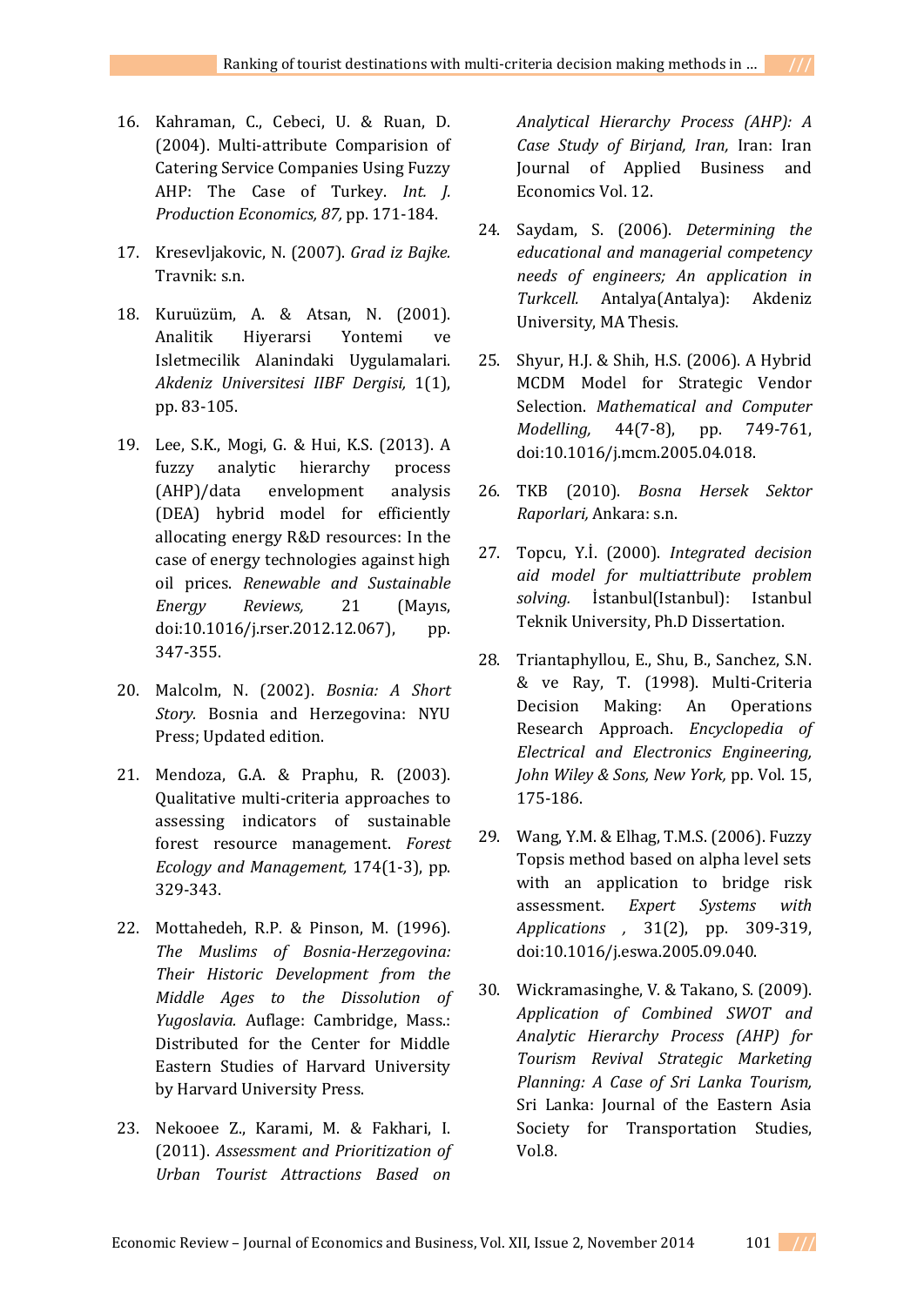16. Kahraman, C., Cebeci, U. & Ruan, D. (2004). Multi-attribute Comparision of Catering Service Companies Using Fuzzy AHP: The Case of Turkey. *Int. J. Production Economics, 87,* pp. 171-184.

17. Kresevljakovic, N. (2007). *Grad iz Bajke.* Travnik: s.n.

18. Kuruüzüm, A. & Atsan, N. (2001). Analitik Hiyerarsi Yontemi ve Isletmecilik Alanindaki Uygulamalari. *Akdeniz Universitesi IIBF Dergisi,* 1(1), pp. 83-105.

19. Lee, S.K., Mogi, G. & Hui, K.S. (2013). A fuzzy analytic hierarchy process (AHP)/data envelopment analysis (DEA) hybrid model for efficiently allocating energy R&D resources: In the case of energy technologies against high oil prices. *Renewable and Sustainable Energy Reviews,* 21 (Mayıs, doi:10.1016/j.rser.2012.12.067), pp. 347-355.

20. Malcolm, N. (2002). *Bosnia: A Short Story.* Bosnia and Herzegovina: NYU Press; Updated edition.

21. Mendoza, G.A. & Praphu, R. (2003). Qualitative multi-criteria approaches to assessing indicators of sustainable forest resource management. *Forest Ecology and Management,* 174(1-3), pp. 329-343.

22. Mottahedeh, R.P. & Pinson, M. (1996). *The Muslims of Bosnia-Herzegovina: Their Historic Development from the Middle Ages to the Dissolution of Yugoslavia.* Auflage: Cambridge, Mass.: Distributed for the Center for Middle Eastern Studies of Harvard University by Harvard University Press.

23. Nekooee Z., Karami, M. & Fakhari, I. (2011). *Assessment and Prioritization of Urban Tourist Attractions Based on Analytical Hierarchy Process (AHP): A Case Study of Birjand, Iran,* Iran: Iran Journal of Applied Business and Economics Vol. 12.

24. Saydam, S. (2006). *Determining the educational and managerial competency needs of engineers; An application in Turkcell.* Antalya(Antalya): Akdeniz University, MA Thesis.

25. Shyur, H.J. & Shih, H.S. (2006). A Hybrid MCDM Model for Strategic Vendor Selection. *Mathematical and Computer Modelling,* 44(7-8), pp. 749-761, doi:10.1016/j.mcm.2005.04.018.

26. TKB (2010). *Bosna Hersek Sektor Raporlari,* Ankara: s.n.

27. Topcu, Y.İ. (2000). *Integrated decision aid model for multiattribute problem solving.* İstanbul(Istanbul): Istanbul Teknik University, Ph.D Dissertation.

28. Triantaphyllou, E., Shu, B., Sanchez, S.N. & ve Ray, T. (1998). Multi-Criteria Decision Making: An Operations Research Approach. *Encyclopedia of Electrical and Electronics Engineering, John Wiley & Sons, New York,* pp. Vol. 15, 175-186.

29. Wang, Y.M. & Elhag, T.M.S. (2006). Fuzzy Topsis method based on alpha level sets with an application to bridge risk assessment. *Expert Systems with Applications ,* 31(2), pp. 309-319, doi:10.1016/j.eswa.2005.09.040.

30. Wickramasinghe, V. & Takano, S. (2009). *Application of Combined SWOT and Analytic Hierarchy Process (AHP) for Tourism Revival Strategic Marketing Planning: A Case of Sri Lanka Tourism,* Sri Lanka: Journal of the Eastern Asia Society for Transportation Studies, Vol.8.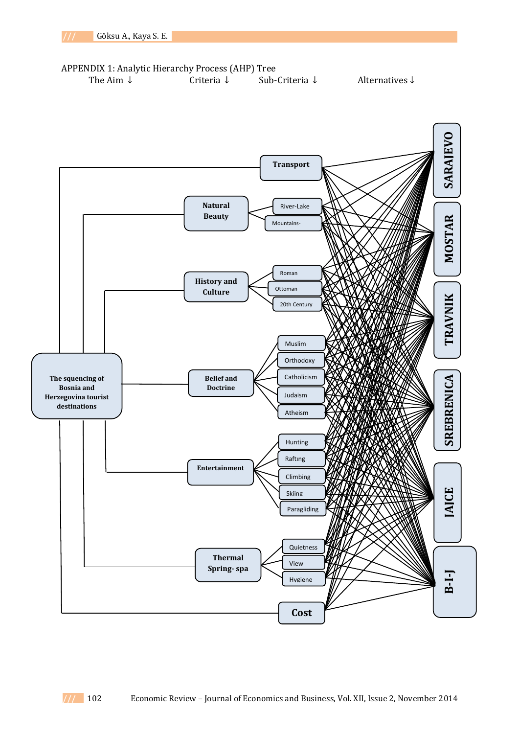APPENDIX 1: Analytic Hierarchy Process (AHP) Tree

The Aim ↓ Criteria ↓ Sub-Criteria ↓ Alternatives ↓

The squencing of Bosnia and Herzegovina tourist destinations

Transport

Natural Beauty
- River-Lake
- Mountains-

History and Culture
- Roman
- Ottoman
- 20th Century

Belief and Doctrine
- Muslim
- Orthodoxy
- Catholicism
- Judaism
- Atheism

Entertainment
- Hunting
- Rafting
- Climbing
- Skiing
- Paragliding

Thermal Spring- spa
- Quietness
- View
- Hygiene

Cost

SARAJEVO

MOSTAR

TRAVNIK

SREBRENICA

IAICE

B-I-J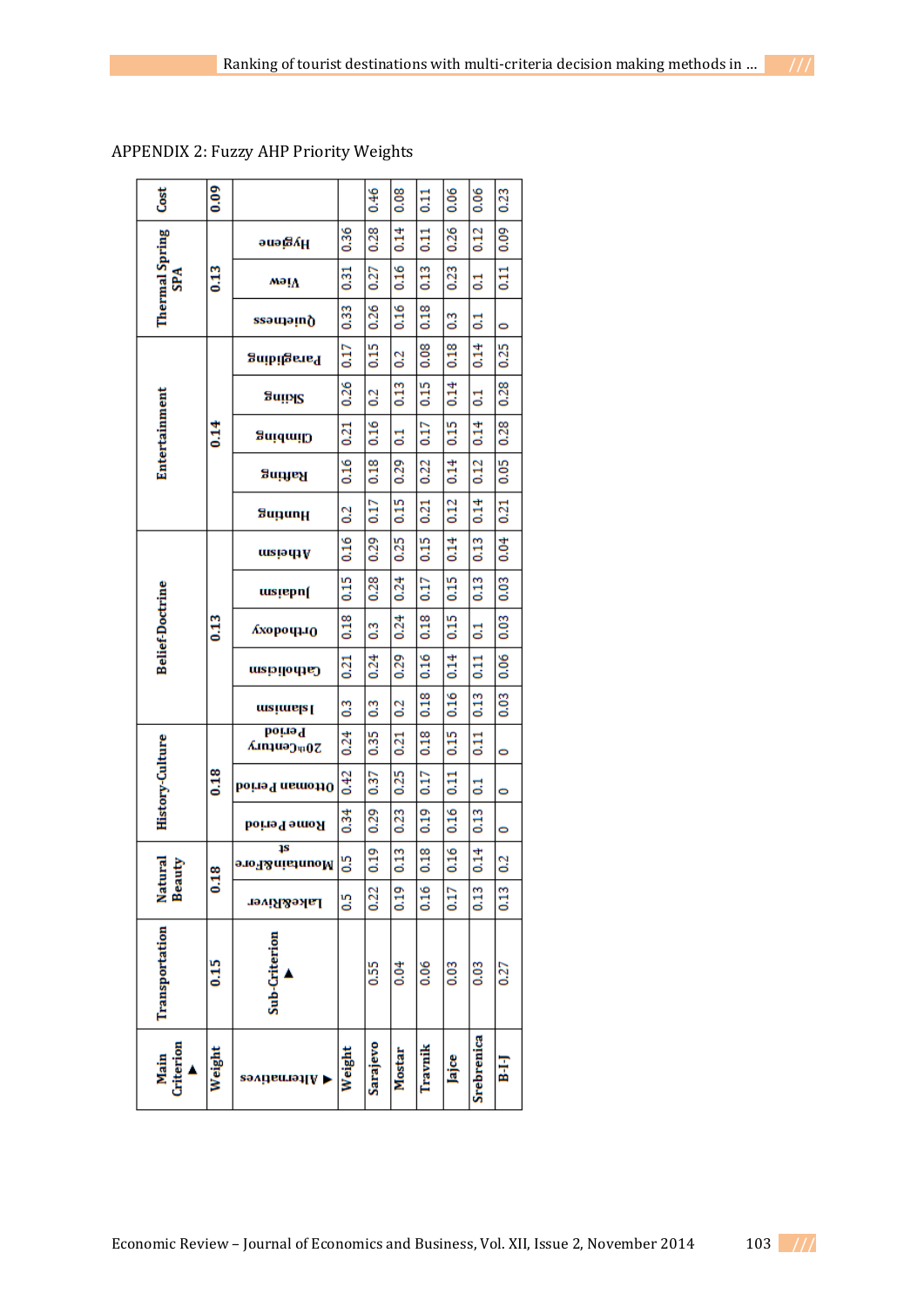APPENDIX 2: Fuzzy AHP Priority Weights

| Main Criterion ► | Transportation | Natural Beauty | | History-Culture | | | Belief-Doctrine | | | | | Entertainment | | | | | Thermal Spring SPA | | | Cost |
|---|---|---|---|---|---|---|---|---|---|---|---|---|---|---|---|---|---|---|---|---|
| **Weight** | 0.15 | 0.18 | | 0.18 | | | 0.13 | | | | | 0.14 | | | | | 0.13 | | | 0.09 |
| **Alternatives ▼** / Sub-Criterion ► | | Lake&River | Mountain&Forest | Rome Period | Ottoman Period | 20th Century Period | Islamism | Catholicism | Orthodoxy | Judaism | Atheism | Hunting | Rafting | Climbing | Skiing | Paragliding | Quietness | View | Hygiene | |
| **Weight** | | 0.5 | 0.5 | 0.34 | 0.42 | 0.24 | 0.3 | 0.21 | 0.18 | 0.15 | 0.16 | 0.2 | 0.16 | 0.21 | 0.26 | 0.17 | 0.33 | 0.31 | 0.36 | |
| **Sarajevo** | 0.55 | 0.22 | 0.19 | 0.29 | 0.37 | 0.35 | 0.3 | 0.24 | 0.3 | 0.28 | 0.29 | 0.17 | 0.18 | 0.16 | 0.2 | 0.15 | 0.26 | 0.27 | 0.28 | 0.46 |
| **Mostar** | 0.04 | 0.19 | 0.13 | 0.23 | 0.25 | 0.21 | 0.2 | 0.29 | 0.24 | 0.24 | 0.25 | 0.15 | 0.29 | 0.1 | 0.13 | 0.2 | 0.16 | 0.16 | 0.14 | 0.08 |
| **Travnik** | 0.06 | 0.16 | 0.18 | 0.19 | 0.17 | 0.18 | 0.18 | 0.16 | 0.18 | 0.17 | 0.15 | 0.21 | 0.22 | 0.17 | 0.15 | 0.08 | 0.18 | 0.13 | 0.11 | 0.11 |
| **Jajce** | 0.03 | 0.17 | 0.16 | 0.16 | 0.11 | 0.15 | 0.16 | 0.14 | 0.15 | 0.15 | 0.14 | 0.12 | 0.14 | 0.15 | 0.14 | 0.18 | 0.3 | 0.23 | 0.26 | 0.06 |
| **Srebrenica** | 0.03 | 0.13 | 0.14 | 0.13 | 0.1 | 0.11 | 0.13 | 0.11 | 0.1 | 0.13 | 0.13 | 0.14 | 0.12 | 0.14 | 0.1 | 0.14 | 0.1 | 0.1 | 0.12 | 0.06 |
| **B-I-J** | 0.27 | 0.13 | 0.2 | 0 | 0 | 0 | 0.03 | 0.06 | 0.03 | 0.03 | 0.04 | 0.21 | 0.05 | 0.28 | 0.28 | 0.25 | 0 | 0.11 | 0.09 | 0.23 |